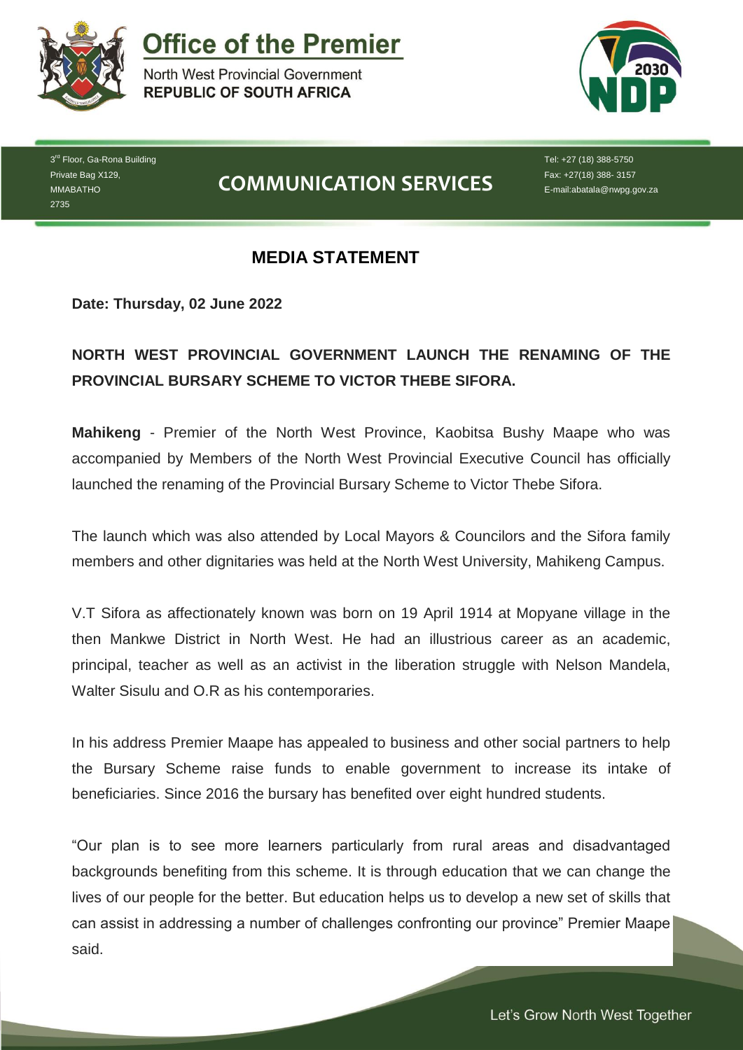# Office of the Premier

North West Provincial Government
**REPUBLIC OF SOUTH AFRICA**

3rd Floor, Ga-Rona Building
Private Bag X129,
MMABATHO
2735

## COMMUNICATION SERVICES

Tel: +27 (18) 388-5750
Fax: +27(18) 388- 3157
E-mail:abatala@nwpg.gov.za

## MEDIA STATEMENT

**Date: Thursday, 02 June 2022**

**NORTH WEST PROVINCIAL GOVERNMENT LAUNCH THE RENAMING OF THE PROVINCIAL BURSARY SCHEME TO VICTOR THEBE SIFORA.**

**Mahikeng** - Premier of the North West Province, Kaobitsa Bushy Maape who was accompanied by Members of the North West Provincial Executive Council has officially launched the renaming of the Provincial Bursary Scheme to Victor Thebe Sifora.

The launch which was also attended by Local Mayors & Councilors and the Sifora family members and other dignitaries was held at the North West University, Mahikeng Campus.

V.T Sifora as affectionately known was born on 19 April 1914 at Mopyane village in the then Mankwe District in North West. He had an illustrious career as an academic, principal, teacher as well as an activist in the liberation struggle with Nelson Mandela, Walter Sisulu and O.R as his contemporaries.

In his address Premier Maape has appealed to business and other social partners to help the Bursary Scheme raise funds to enable government to increase its intake of beneficiaries. Since 2016 the bursary has benefited over eight hundred students.

"Our plan is to see more learners particularly from rural areas and disadvantaged backgrounds benefiting from this scheme. It is through education that we can change the lives of our people for the better. But education helps us to develop a new set of skills that can assist in addressing a number of challenges confronting our province" Premier Maape said.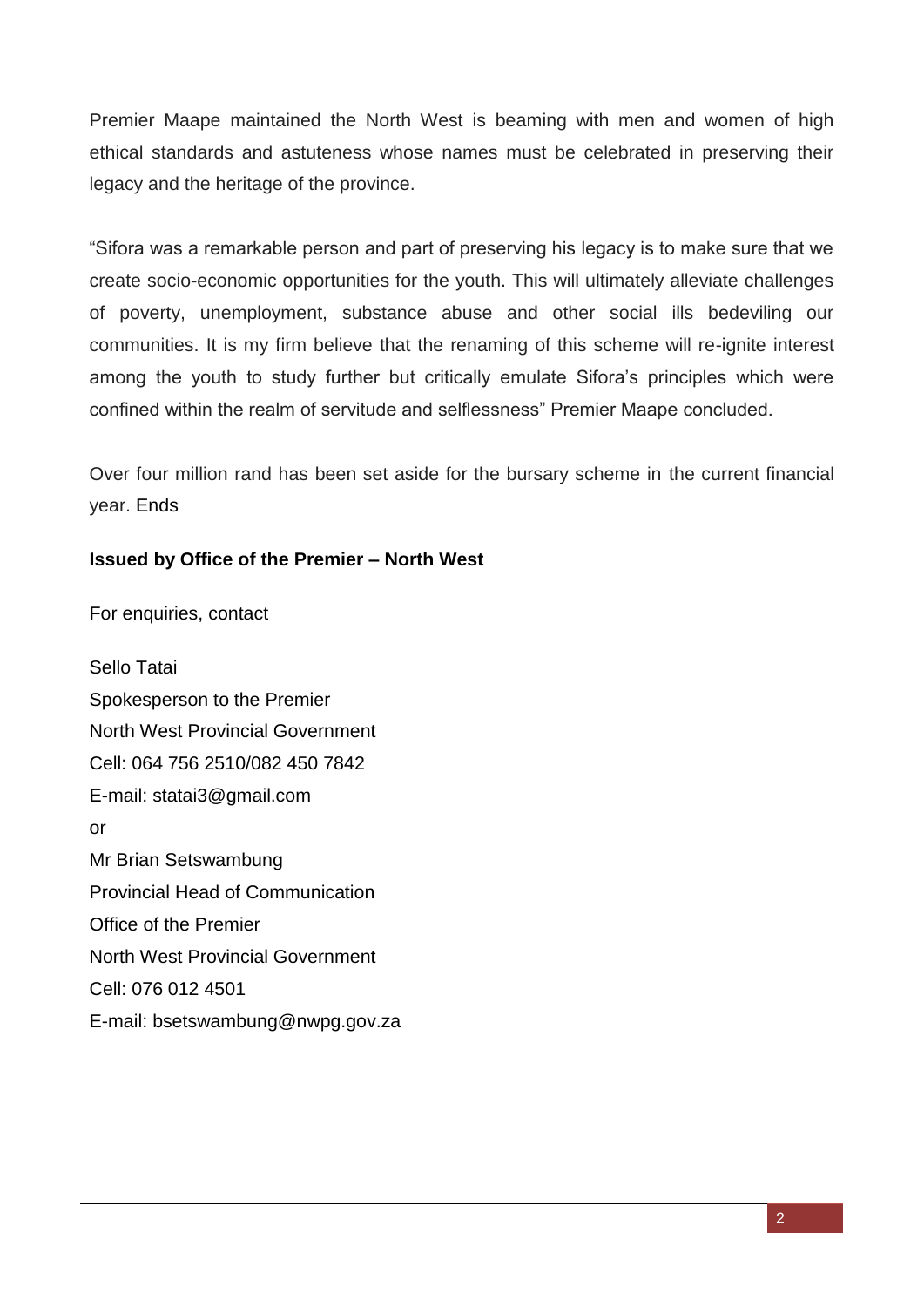Premier Maape maintained the North West is beaming with men and women of high ethical standards and astuteness whose names must be celebrated in preserving their legacy and the heritage of the province.

"Sifora was a remarkable person and part of preserving his legacy is to make sure that we create socio-economic opportunities for the youth. This will ultimately alleviate challenges of poverty, unemployment, substance abuse and other social ills bedeviling our communities. It is my firm believe that the renaming of this scheme will re-ignite interest among the youth to study further but critically emulate Sifora's principles which were confined within the realm of servitude and selflessness" Premier Maape concluded.

Over four million rand has been set aside for the bursary scheme in the current financial year. Ends

**Issued by Office of the Premier – North West**

For enquiries, contact

Sello Tatai
Spokesperson to the Premier
North West Provincial Government
Cell: 064 756 2510/082 450 7842
E-mail: statai3@gmail.com
or
Mr Brian Setswambung
Provincial Head of Communication
Office of the Premier
North West Provincial Government
Cell: 076 012 4501
E-mail: bsetswambung@nwpg.gov.za